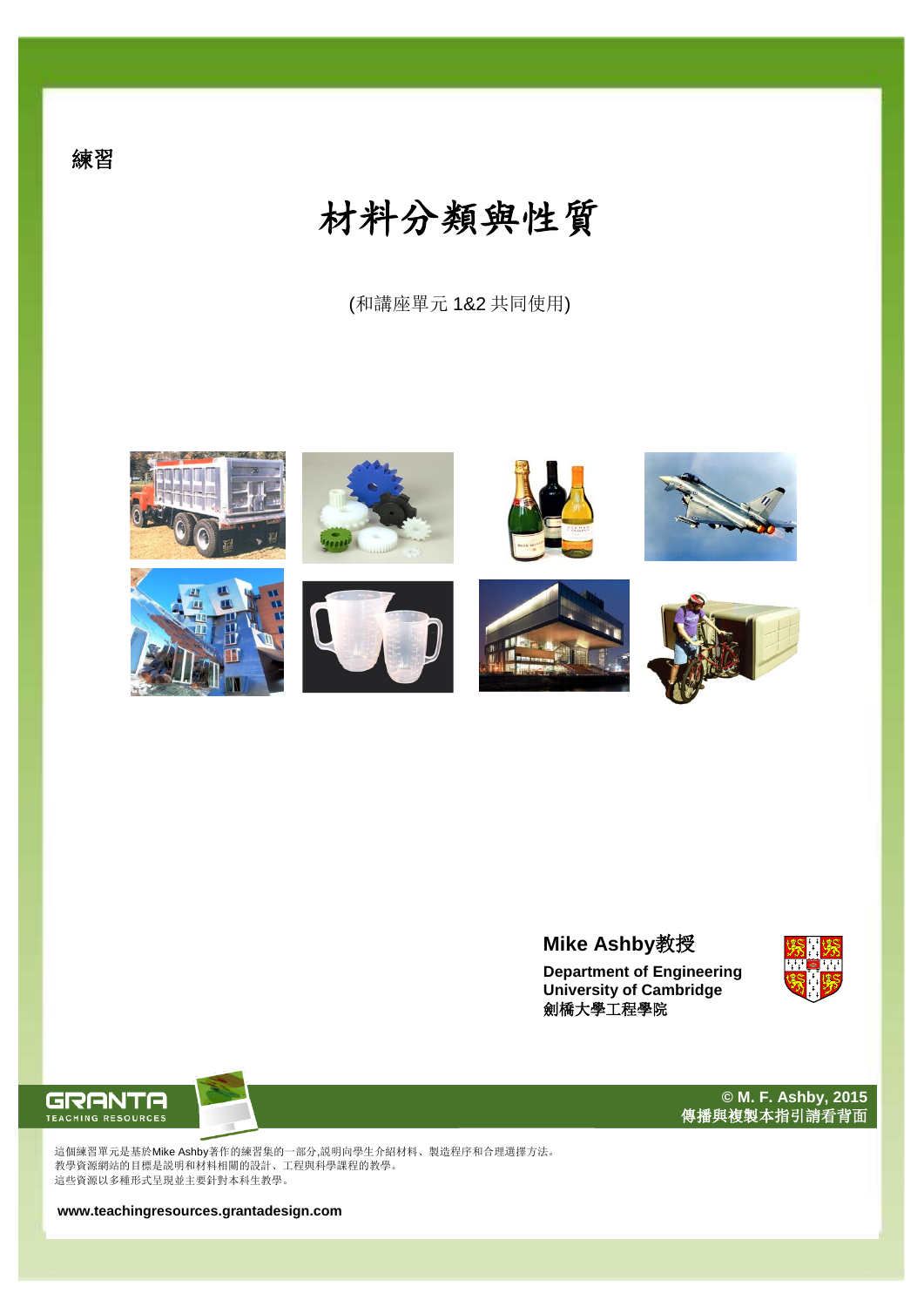練習

# 材料分類與性質

(和講座單元 1&2 共同使用)

**Mike Ashby教授**

**Department of Engineering**
**University of Cambridge**
**劍橋大學工程學院**

GRANTA TEACHING RESOURCES

**© M. F. Ashby, 2015**
**傳播與複製本指引請看背面**

這個練習單元是基於Mike Ashby著作的練習集的一部分,說明向學生介紹材料、製造程序和合理選擇方法。
教學資源網站的目標是說明和材料相關的設計、工程與科學課程的教學。
這些資源以多種形式呈現並主要針對本科生教學。

**www.teachingresources.grantadesign.com**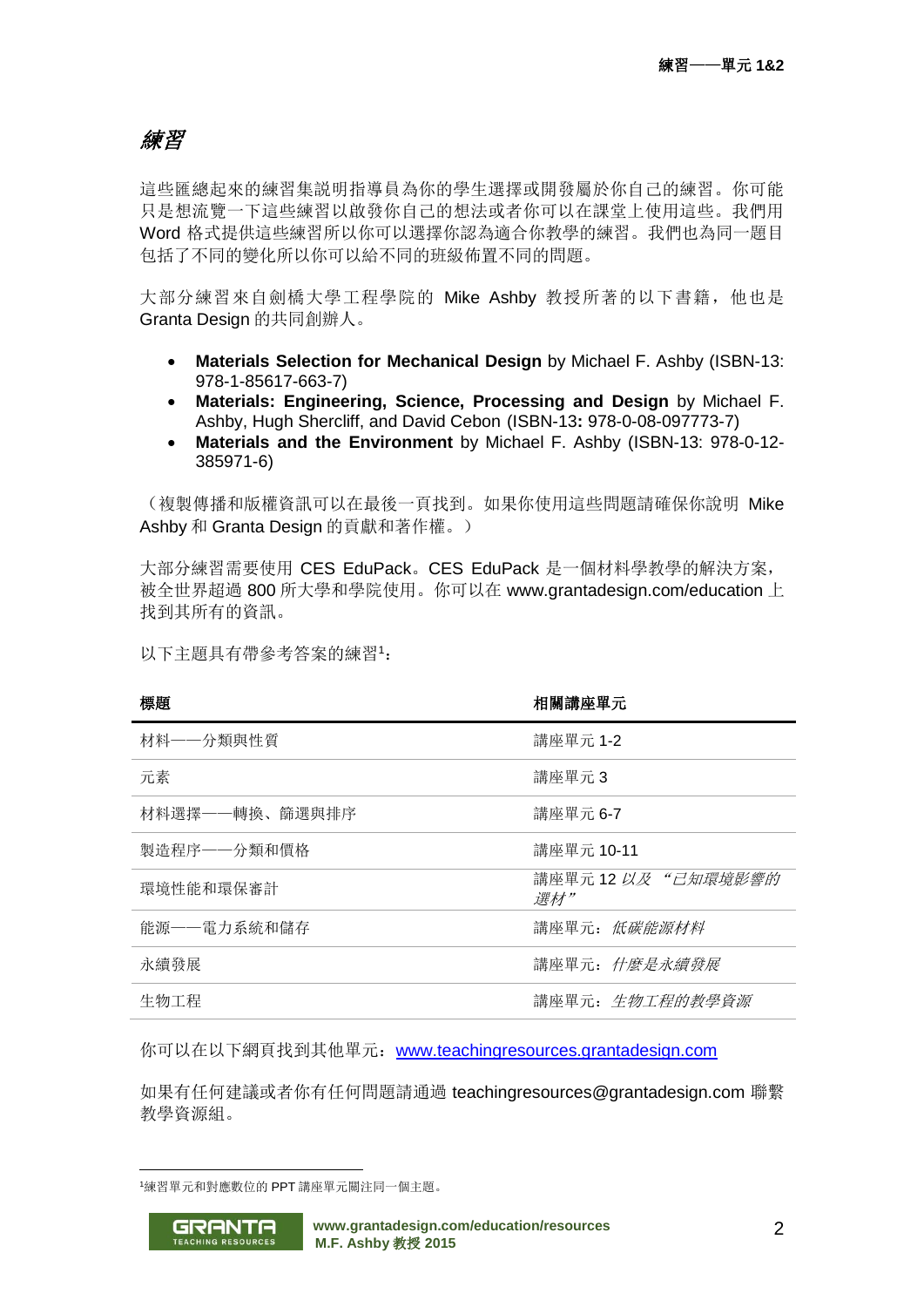# *練習*

這些匯總起來的練習集說明指導員為你的學生選擇或開發屬於你自己的練習。你可能只是想流覽一下這些練習以啟發你自己的想法或者你可以在課堂上使用這些。我們用 Word 格式提供這些練習所以你可以選擇你認為適合你教學的練習。我們也為同一題目包括了不同的變化所以你可以給不同的班級佈置不同的問題。

大部分練習來自劍橋大學工程學院的 Mike Ashby 教授所著的以下書籍，他也是 Granta Design 的共同創辦人。

- **Materials Selection for Mechanical Design** by Michael F. Ashby (ISBN-13: 978-1-85617-663-7)
- **Materials: Engineering, Science, Processing and Design** by Michael F. Ashby, Hugh Shercliff, and David Cebon (ISBN-13**:** 978-0-08-097773-7)
- **Materials and the Environment** by Michael F. Ashby (ISBN-13: 978-0-12-385971-6)

（複製傳播和版權資訊可以在最後一頁找到。如果你使用這些問題請確保你說明 Mike Ashby 和 Granta Design 的貢獻和著作權。）

大部分練習需要使用 CES EduPack。CES EduPack 是一個材料學教學的解決方案，被全世界超過 800 所大學和學院使用。你可以在 www.grantadesign.com/education 上找到其所有的資訊。

以下主題具有帶參考答案的練習[1]：

| **標題** | **相關講座單元** |
|---|---|
| 材料——分類與性質 | 講座單元 1-2 |
| 元素 | 講座單元 3 |
| 材料選擇——轉換、篩選與排序 | 講座單元 6-7 |
| 製造程序——分類和價格 | 講座單元 10-11 |
| 環境性能和環保審計 | 講座單元 12 *以及 "已知環境影響的選材"* |
| 能源——電力系統和儲存 | 講座單元：*低碳能源材料* |
| 永續發展 | 講座單元：*什麼是永續發展* |
| 生物工程 | 講座單元：*生物工程的教學資源* |

你可以在以下網頁找到其他單元：www.teachingresources.grantadesign.com

如果有任何建議或者你有任何問題請通過 teachingresources@grantadesign.com 聯繫教學資源組。

[1]練習單元和對應數位的 PPT 講座單元關注同一個主題。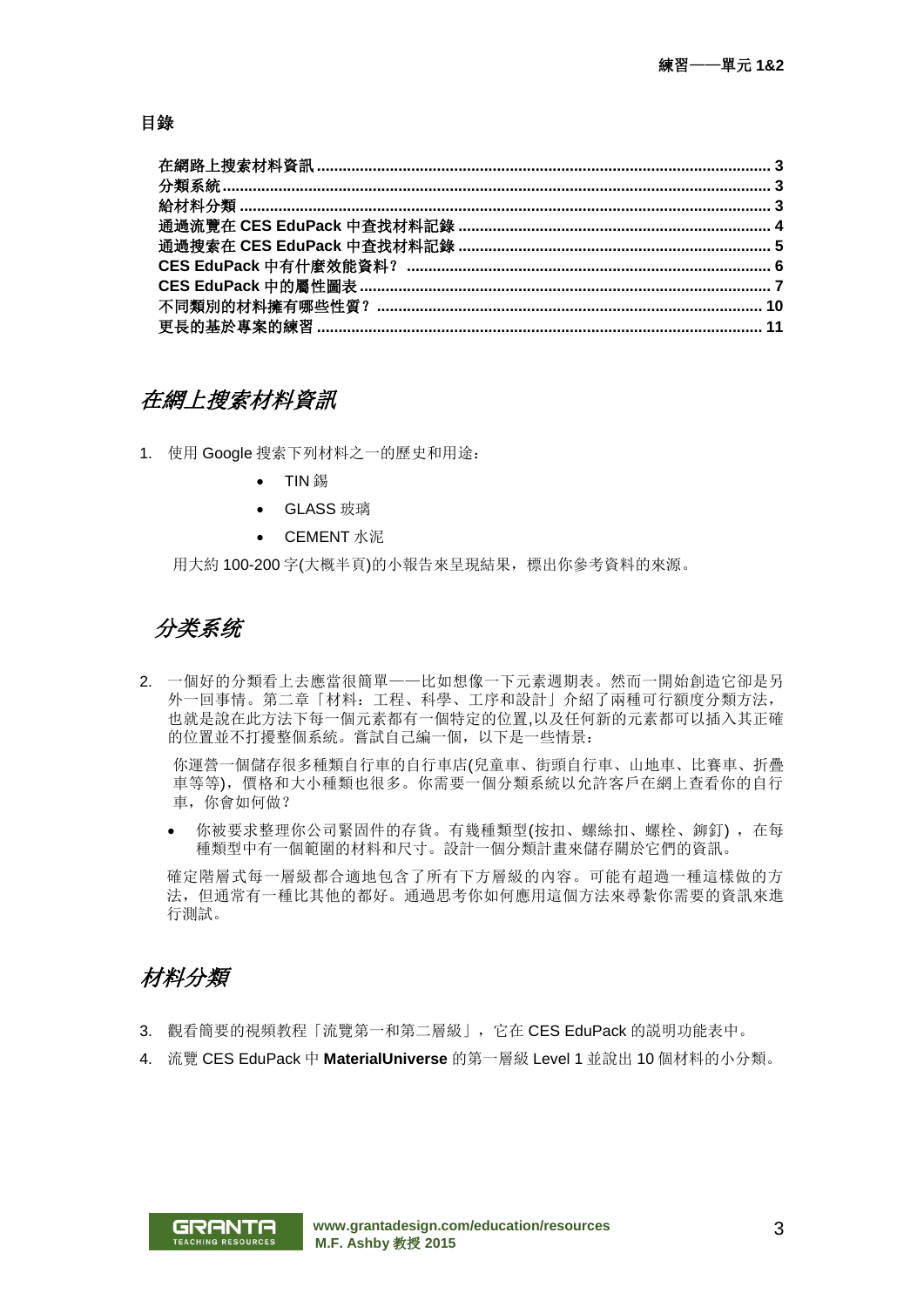**目錄**

| | |
|---|---|
| 在網路上搜索材料資訊 | 3 |
| 分類系統 | 3 |
| 給材料分類 | 3 |
| 通過流覽在 CES EduPack 中查找材料記錄 | 4 |
| 通過搜索在 CES EduPack 中查找材料記錄 | 5 |
| CES EduPack 中有什麼效能資料？ | 6 |
| CES EduPack 中的屬性圖表 | 7 |
| 不同類別的材料擁有哪些性質？ | 10 |
| 更長的基於專案的練習 | 11 |

## *在網上搜索材料資訊*

1. 使用 Google 搜索下列材料之一的歷史和用途：

   - TIN 錫
   - GLASS 玻璃
   - CEMENT 水泥

   用大約 100-200 字(大概半頁)的小報告來呈現結果，標出你參考資料的來源。

## *分类系统*

2. 一個好的分類看上去應當很簡單——比如想像一下元素週期表。然而一開始創造它卻是另外一回事情。第二章「材料：工程、科學、工序和設計」介紹了兩種可行額度分類方法，也就是說在此方法下每一個元素都有一個特定的位置,以及任何新的元素都可以插入其正確的位置並不打擾整個系統。嘗試自己編一個，以下是一些情景：

   你運營一個儲存很多種類自行車的自行車店(兒童車、街頭自行車、山地車、比賽車、折疊車等等)，價格和大小種類也很多。你需要一個分類系統以允許客戶在網上查看你的自行車，你會如何做？

   - 你被要求整理你公司緊固件的存貨。有幾種類型(按扣、螺絲扣、螺栓、鉚釘)，在每種類型中有一個範圍的材料和尺寸。設計一個分類計畫來儲存關於它們的資訊。

   確定階層式每一層級都合適地包含了所有下方層級的內容。可能有超過一種這樣做的方法，但通常有一種比其他的都好。通過思考你如何應用這個方法來尋紮你需要的資訊來進行測試。

## *材料分類*

3. 觀看簡要的視頻教程「流覽第一和第二層級」，它在 CES EduPack 的說明功能表中。
4. 流覽 CES EduPack 中 **MaterialUniverse** 的第一層級 Level 1 並說出 10 個材料的小分類。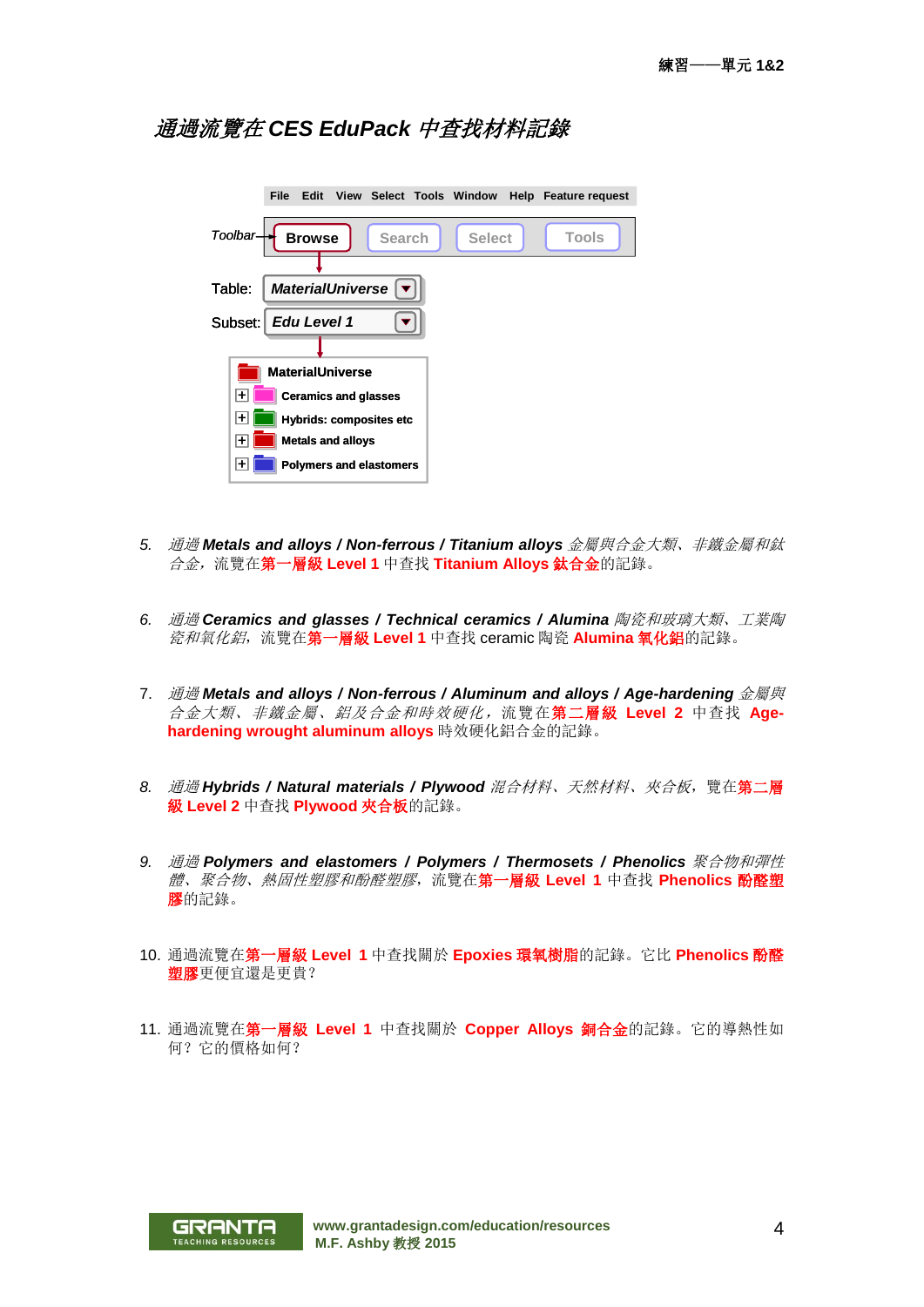## *通過流覽在 CES EduPack 中查找材料記錄*

File Edit View Select Tools Window Help Feature request

Toolbar → **Browse** Search Select Tools

Table: *MaterialUniverse*

Subset: *Edu Level 1*

MaterialUniverse
- Ceramics and glasses
- Hybrids: composites etc
- Metals and alloys
- Polymers and elastomers

5. *通過* ***Metals and alloys / Non-ferrous / Titanium alloys*** *金屬與合金大類、非鐵金屬和鈦合金，*流覽在**第一層級 Level 1** 中查找 **Titanium Alloys 鈦合金**的記錄。

6. *通過* ***Ceramics and glasses / Technical ceramics / Alumina*** *陶瓷和玻璃大類、工業陶瓷和氧化鋁，*流覽在**第一層級 Level 1** 中查找 ceramic 陶瓷 **Alumina 氧化鋁**的記錄。

7. *通過* ***Metals and alloys / Non-ferrous / Aluminum and alloys / Age-hardening*** *金屬與合金大類、非鐵金屬、鋁及合金和時效硬化，*流覽在**第二層級 Level 2** 中查找 **Age-hardening wrought aluminum alloys** 時效硬化鋁合金的記錄。

8. *通過* ***Hybrids / Natural materials / Plywood*** *混合材料、天然材料、夾合板，*覽在**第二層級 Level 2** 中查找 **Plywood 夾合板**的記錄。

9. *通過* ***Polymers and elastomers / Polymers / Thermosets / Phenolics*** *聚合物和彈性體、聚合物、熱固性塑膠和酚醛塑膠，*流覽在**第一層級 Level 1** 中查找 **Phenolics 酚醛塑膠**的記錄。

10. 通過流覽在**第一層級 Level 1** 中查找關於 **Epoxies 環氧樹脂**的記錄。它比 **Phenolics 酚醛塑膠**更便宜還是更貴？

11. 通過流覽在**第一層級 Level 1** 中查找關於 **Copper Alloys 銅合金**的記錄。它的導熱性如何？它的價格如何？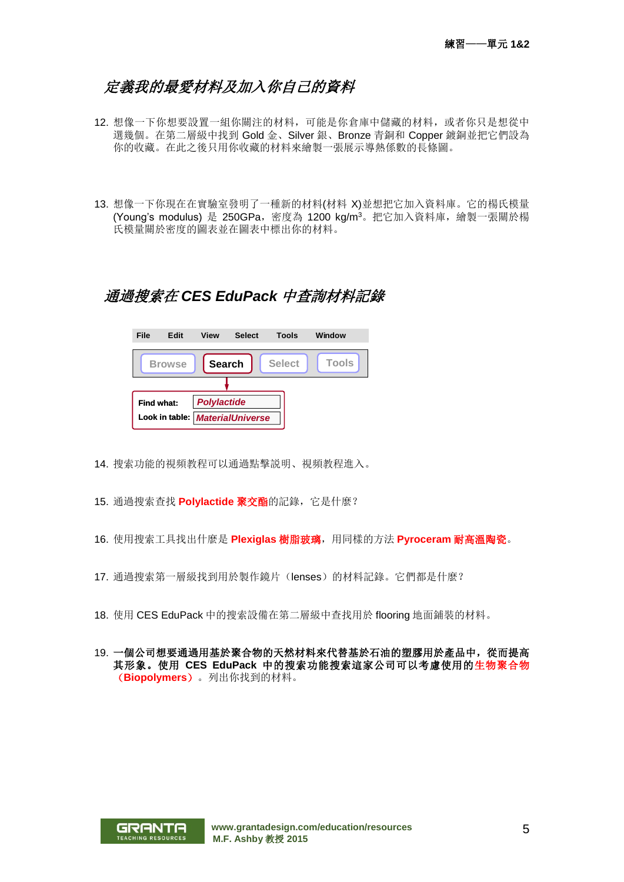## *定義我的最愛材料及加入你自己的資料*

12. 想像一下你想要設置一組你關注的材料，可能是你倉庫中儲藏的材料，或者你只是想從中選幾個。在第二層級中找到 Gold 金、Silver 銀、Bronze 青銅和 Copper 鍍銅並把它們設為你的收藏。在此之後只用你收藏的材料來繪製一張展示導熱係數的長條圖。

13. 想像一下你現在在實驗室發明了一種新的材料(材料 X)並想把它加入資料庫。它的楊氏模量 (Young's modulus) 是 250GPa，密度為 1200 kg/m$^3$。把它加入資料庫，繪製一張關於楊氏模量關於密度的圖表並在圖表中標出你的材料。

## *通過搜索在 CES EduPack 中查詢材料記錄*

File　Edit　View　Select　Tools　Window

Browse　**Search**　Select　Tools

**Find what:** *Polylactide*
**Look in table:** *MaterialUniverse*

14. 搜索功能的視頻教程可以通過點擊說明、視頻教程進入。

15. 通過搜索查找 **Polylactide 聚交酯**的記錄，它是什麼？

16. 使用搜索工具找出什麼是 **Plexiglas 樹脂玻璃**，用同樣的方法 **Pyroceram 耐高溫陶瓷**。

17. 通過搜索第一層級找到用於製作鏡片（lenses）的材料記錄。它們都是什麼？

18. 使用 CES EduPack 中的搜索設備在第二層級中查找用於 flooring 地面鋪裝的材料。

19. **一個公司想要通過用基於聚合物的天然材料來代替基於石油的塑膠用於產品中，從而提高其形象。使用 CES EduPack 中的搜索功能搜索這家公司可以考慮使用的生物聚合物（Biopolymers）**。列出你找到的材料。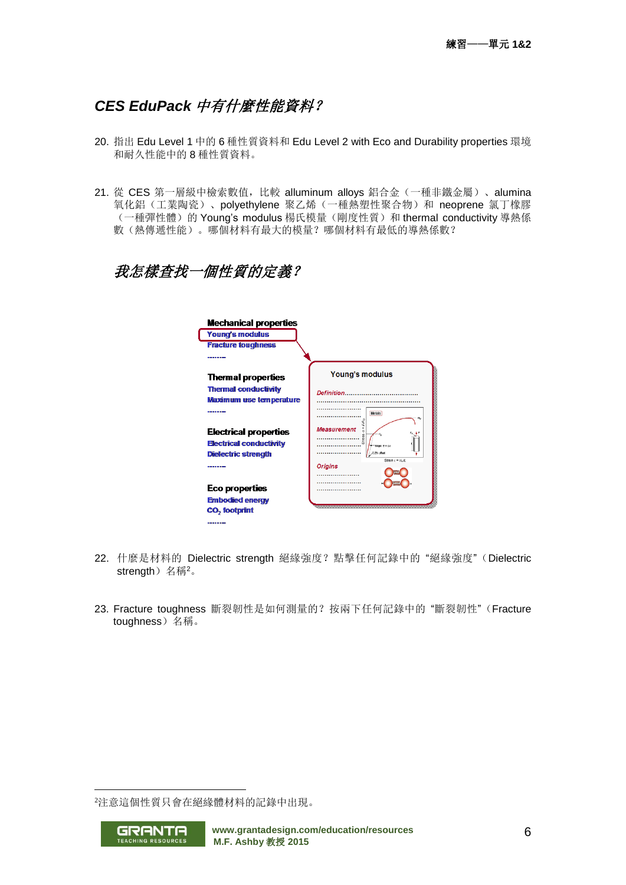## *CES EduPack 中有什麼性能資料？*

20. 指出 Edu Level 1 中的 6 種性質資料和 Edu Level 2 with Eco and Durability properties 環境和耐久性能中的 8 種性質資料。

21. 從 CES 第一層級中檢索數值，比較 alluminum alloys 鋁合金（一種非鐵金屬）、alumina 氧化鋁（工業陶瓷）、polyethylene 聚乙烯（一種熱塑性聚合物）和 neoprene 氯丁橡膠（一種彈性體）的 Young's modulus 楊氏模量（剛度性質）和 thermal conductivity 導熱係數（熱傳遞性能）。哪個材料有最大的模量？哪個材料有最低的導熱係數？

## *我怎樣查找一個性質的定義？*

**Mechanical properties**
Young's modulus
Fracture toughness
.......

**Thermal properties**
Thermal conductivity
Maximum use temperature
.......

**Electrical properties**
Electrical conductivity
Dielectric strength
.......

**Eco properties**
Embodied energy
$CO_2$ footprint
.......

Young's modulus
*Definition*.........................................
*Measurement*
*Origins*

22. 什麼是材料的 Dielectric strength 絕緣強度？點擊任何記錄中的“絕緣強度”（Dielectric strength）名稱[2]。

23. Fracture toughness 斷裂韌性是如何測量的？按兩下任何記錄中的“斷裂韌性”（Fracture toughness）名稱。

[2]注意這個性質只會在絕緣體材料的記錄中出現。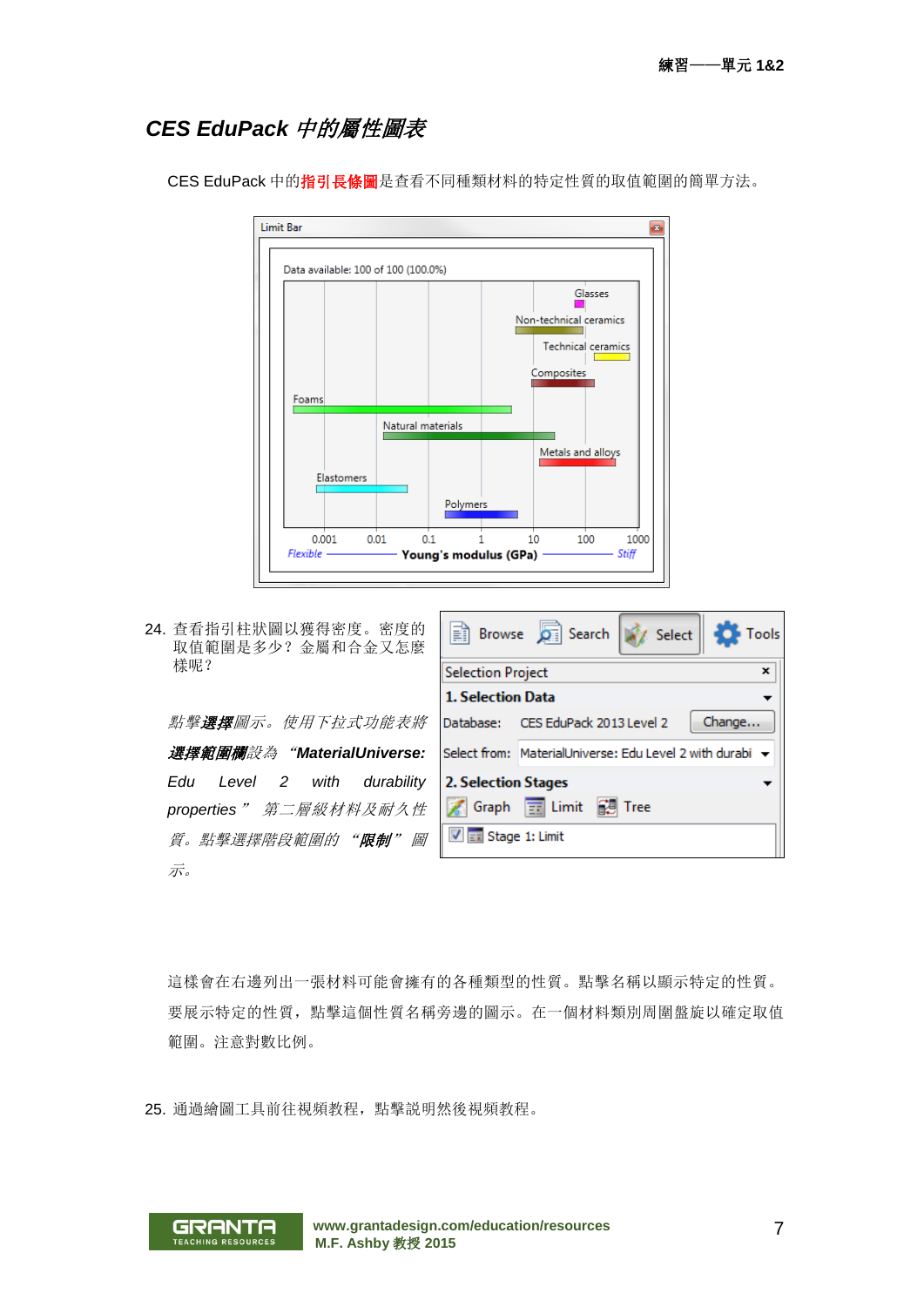## *CES EduPack 中的屬性圖表*

CES EduPack 中的**指引長條圖**是查看不同種類材料的特定性質的取值範圍的簡單方法。

24. 查看指引柱狀圖以獲得密度。密度的取值範圍是多少？金屬和合金又怎麼樣呢？

*點擊**選擇**圖示。使用下拉式功能表將**選擇範圍欄**設為 “**MaterialUniverse: Edu Level 2 with durability properties**” 第二層級材料及耐久性質。點擊選擇階段範圍的 “**限制**” 圖示。*

這樣會在右邊列出一張材料可能會擁有的各種類型的性質。點擊名稱以顯示特定的性質。要展示特定的性質，點擊這個性質名稱旁邊的圖示。在一個材料類別周圍盤旋以確定取值範圍。注意對數比例。

25. 通過繪圖工具前往視頻教程，點擊說明然後視頻教程。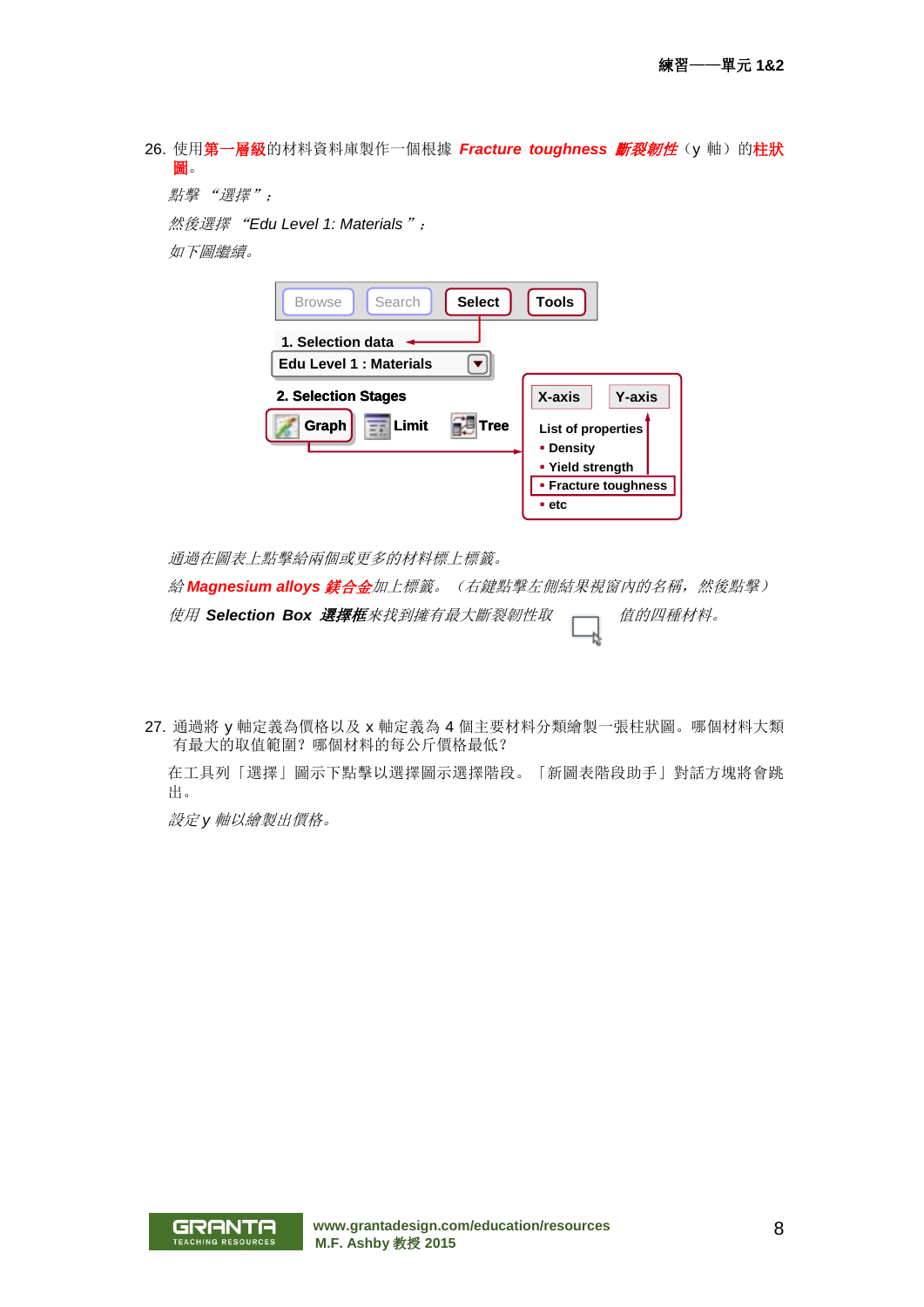26. 使用**第一層級**的材料資料庫製作一個根據 ***Fracture toughness 斷裂韌性***（y 軸）的**柱狀圖**。

*點擊 “選擇”；*

*然後選擇 “Edu Level 1: Materials”；*

*如下圖繼續。*

Browse | Search | **Select** | **Tools**

**1. Selection data**

**Edu Level 1 : Materials**

**2. Selection Stages**

**Graph** | **Limit** | **Tree**

**X-axis** | **Y-axis**

**List of properties**
- **Density**
- **Yield strength**
- **Fracture toughness**
- **etc**

*通過在圖表上點擊給兩個或更多的材料標上標籤。*

*給* ***Magnesium alloys 鎂合金****加上標籤。（右鍵點擊左側結果視窗內的名稱，然後點擊）*

*使用* ***Selection Box 選擇框****來找到擁有最大斷裂韌性取　　　值的四種材料。*

27. 通過將 y 軸定義為價格以及 x 軸定義為 4 個主要材料分類繪製一張柱狀圖。哪個材料大類有最大的取值範圍？哪個材料的每公斤價格最低？

在工具列「選擇」圖示下點擊以選擇圖示選擇階段。「新圖表階段助手」對話方塊將會跳出。

*設定 y 軸以繪製出價格。*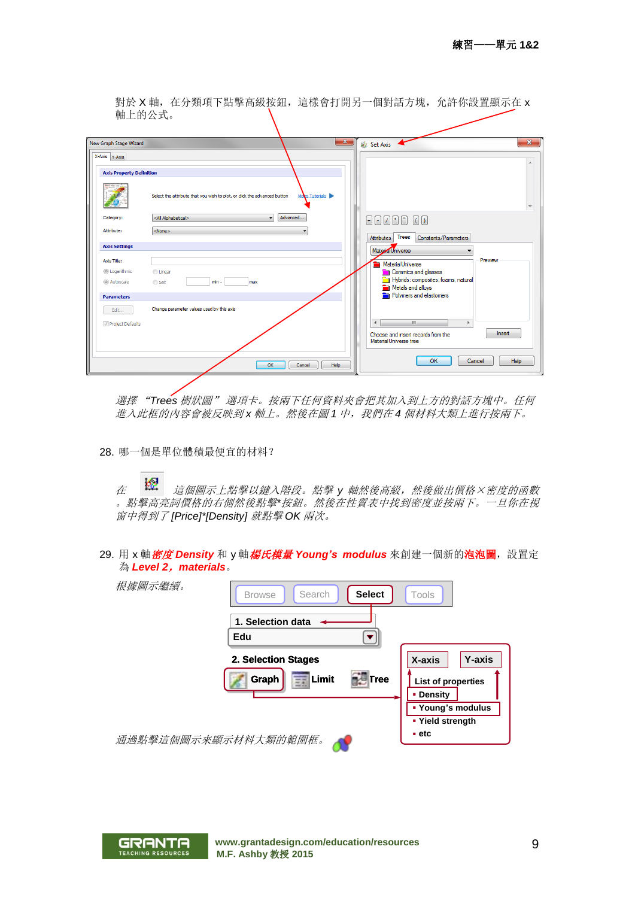對於 X 軸，在分類項下點擊高級按鈕，這樣會打開另一個對話方塊，允許你設置顯示在 x 軸上的公式。

*選擇 “Trees 樹狀圖” 選項卡。按兩下任何資料夾會把其加入到上方的對話方塊中。任何進入此框的內容會被反映到 x 軸上。然後在圖 1 中，我們在 4 個材料大類上進行按兩下。*

28. 哪一個是單位體積最便宜的材料？

*在 這個圖示上點擊以鍵入階段。點擊 y 軸然後高級，然後做出價格 × 密度的函數。點擊高亮詞價格的右側然後點擊* 按鈕。然後在性質表中找到密度並按兩下。一旦你在視窗中得到了 [Price]*[Density] 就點擊 OK 兩次。*

29. 用 x 軸 ***密度 Density*** 和 y 軸 ***楊氏模量 Young's modulus*** 來創建一個新的**泡泡圖**，設置定為 ***Level 2，materials***。

*根據圖示繼續。*

*通過點擊這個圖示來顯示材料大類的範圍框。*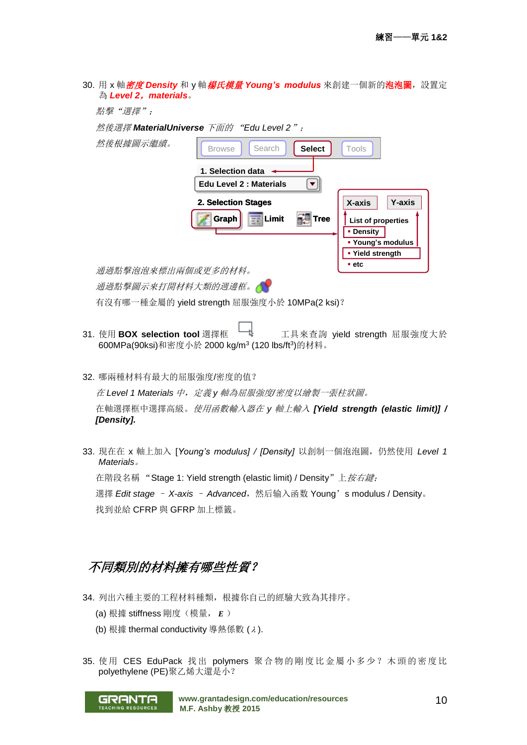30. 用 x 軸***密度 Density*** 和 y 軸***楊氏模量 Young's modulus*** 來創建一個新的**泡泡圖**，設置定為 ***Level 2，materials***。

*點擊"選擇"；*

*然後選擇* ***MaterialUniverse*** *下面的 "Edu Level 2"；*

*然後根據圖示繼續。*

Browse | Search | **Select** | Tools

**1. Selection data**

**Edu Level 2 : Materials**

**2. Selection Stages**

**Graph** | **Limit** | **Tree**

**X-axis** | **Y-axis**

**List of properties**
- **Density**
- **Young's modulus**
- **Yield strength**
- **etc**

*通過點擊泡泡來標出兩個或更多的材料。*

*通過點擊圖示來打開材料大類的週邊框。*

有沒有哪一種金屬的 yield strength 屈服強度小於 10MPa(2 ksi)？

31. 使用 **BOX selection tool** 選擇框 工具來查詢 yield strength 屈服強度大於 600MPa(90ksi)和密度小於 2000 kg/m$^3$ (120 lbs/ft$^3$)的材料。

32. 哪兩種材料有最大的屈服強度/密度的值？

*在 Level 1 Materials 中，定義 y 軸為屈服強度/密度以繪製一張柱狀圖。*

在軸選擇框中選擇高級。*使用函數輸入器在 y 軸上輸入* ***[Yield strength (elastic limit)] / [Density].***

33. 現在在 x 軸上加入 [*Young's modulus] / [Density]* 以創制一個泡泡圖，仍然使用 *Level 1 Materials*。

在階段名稱 "Stage 1: Yield strength (elastic limit) / Density" 上*按右鍵；*

選擇 *Edit stage* – *X-axis* – *Advanced*，然后输入函数 Young's modulus / Density。

找到並給 CFRP 與 GFRP 加上標籤。

## *不同類別的材料擁有哪些性質？*

34. 列出六種主要的工程材料種類，根據你自己的經驗大致為其排序。

(a) 根據 stiffness 剛度（模量，***E***）

(b) 根據 thermal conductivity 導熱係數 (λ).

35. 使用 CES EduPack 找出 polymers 聚合物的剛度比金屬小多少？木頭的密度比 polyethylene (PE)聚乙烯大還是小？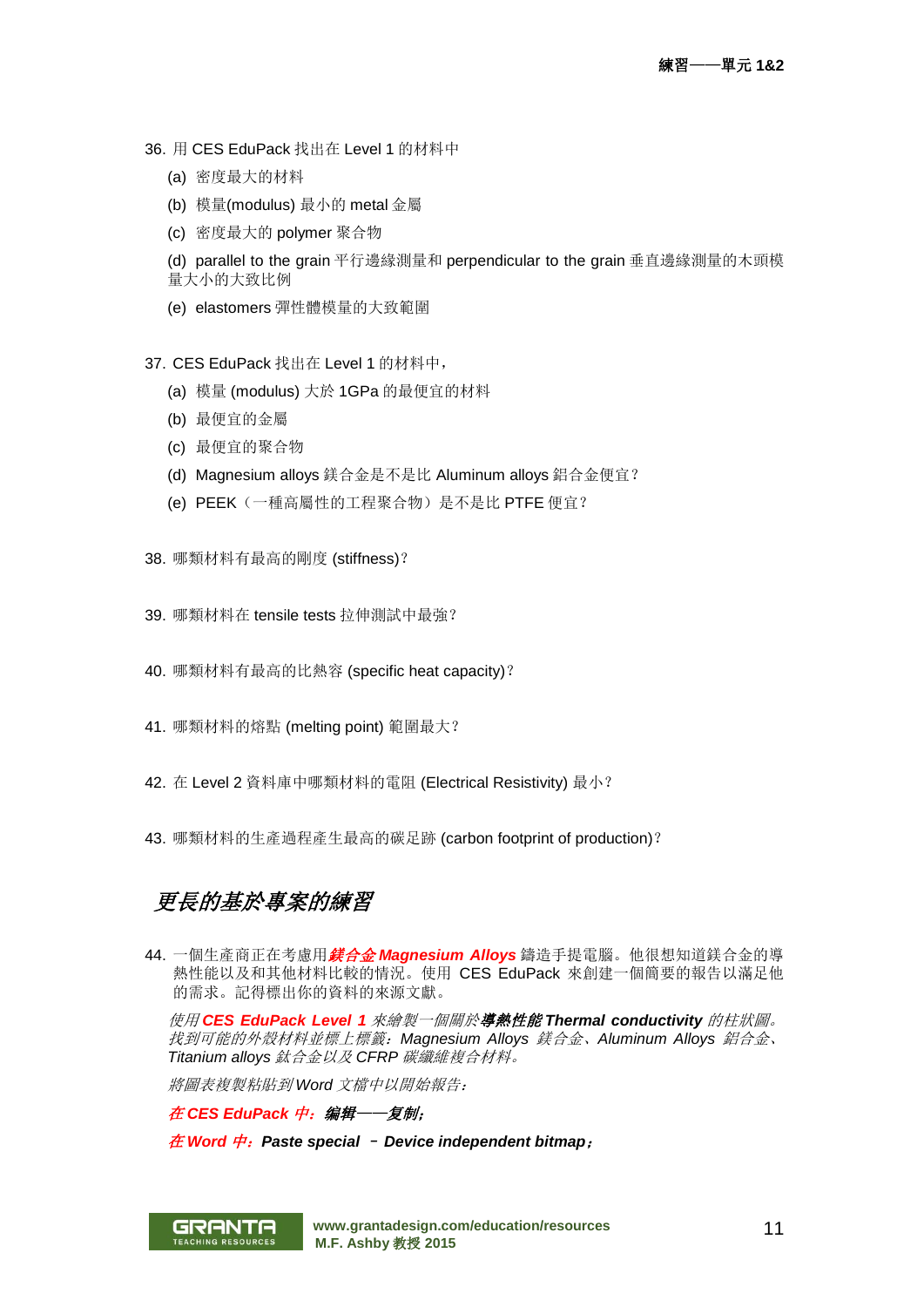36. 用 CES EduPack 找出在 Level 1 的材料中

   (a) 密度最大的材料

   (b) 模量(modulus) 最小的 metal 金屬

   (c) 密度最大的 polymer 聚合物

   (d) parallel to the grain 平行邊緣測量和 perpendicular to the grain 垂直邊緣測量的木頭模量大小的大致比例

   (e) elastomers 彈性體模量的大致範圍

37. CES EduPack 找出在 Level 1 的材料中，

   (a) 模量 (modulus) 大於 1GPa 的最便宜的材料

   (b) 最便宜的金屬

   (c) 最便宜的聚合物

   (d) Magnesium alloys 鎂合金是不是比 Aluminum alloys 鋁合金便宜？

   (e) PEEK（一種高屬性的工程聚合物）是不是比 PTFE 便宜？

38. 哪類材料有最高的剛度 (stiffness)？

39. 哪類材料在 tensile tests 拉伸測試中最強？

40. 哪類材料有最高的比熱容 (specific heat capacity)？

41. 哪類材料的熔點 (melting point) 範圍最大？

42. 在 Level 2 資料庫中哪類材料的電阻 (Electrical Resistivity) 最小？

43. 哪類材料的生產過程產生最高的碳足跡 (carbon footprint of production)？

## *更長的基於專案的練習*

44. 一個生產商正在考慮用***鎂合金 Magnesium Alloys*** 鑄造手提電腦。他很想知道鎂合金的導熱性能以及和其他材料比較的情況。使用 CES EduPack 來創建一個簡要的報告以滿足他的需求。記得標出你的資料的來源文獻。

   *使用 **CES EduPack Level 1** 來繪製一個關於**導熱性能 Thermal conductivity** 的柱狀圖。找到可能的外殼材料並標上標籤：Magnesium Alloys 鎂合金、Aluminum Alloys 鋁合金、Titanium alloys 鈦合金以及 CFRP 碳纖維複合材料。*

   *將圖表複製粘貼到 Word 文檔中以開始報告：*

   *在 CES EduPack 中：**编辑——复制**；*

   *在 Word 中：**Paste special – Device independent bitmap**；*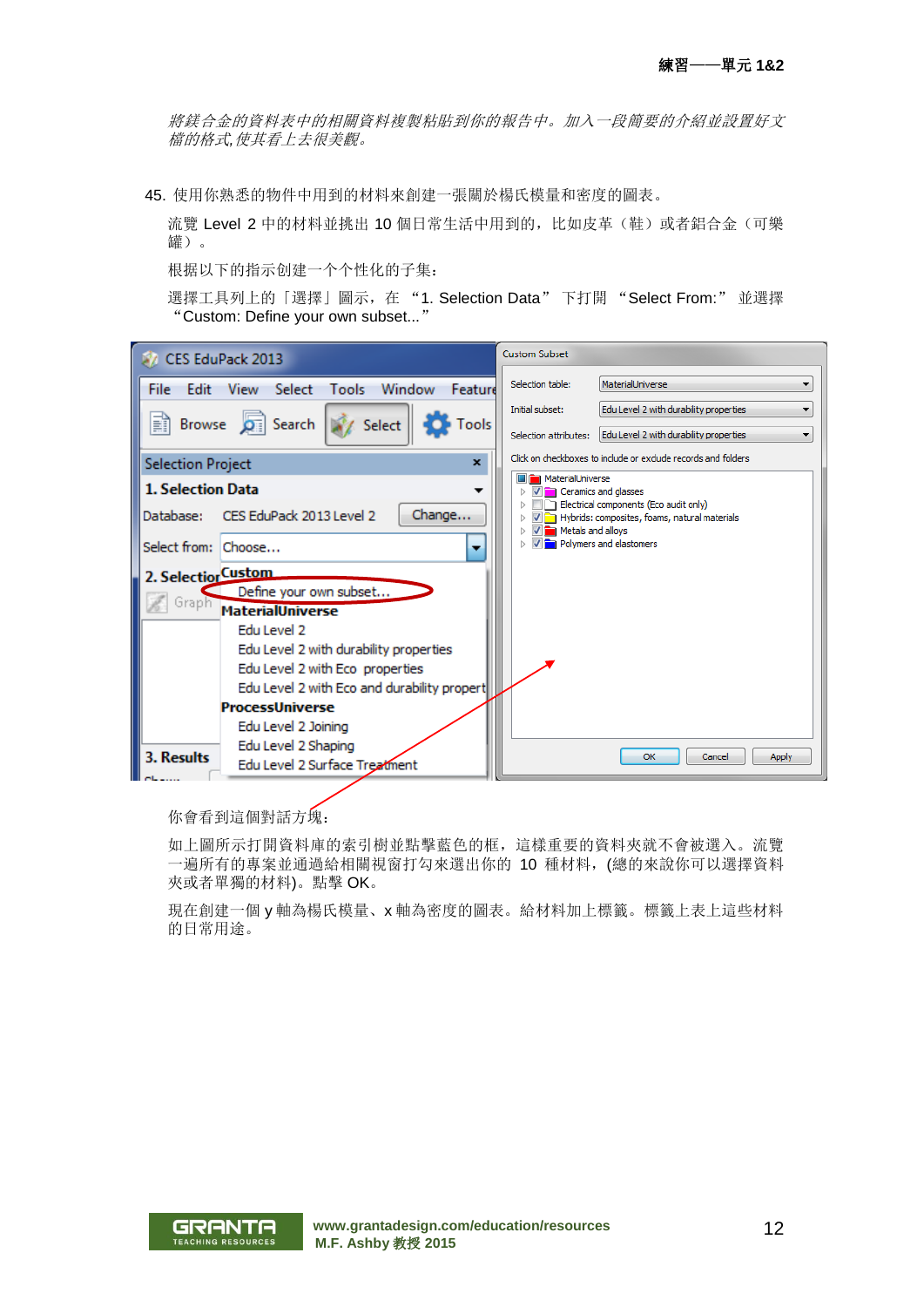*將鎂合金的資料表中的相關資料複製粘貼到你的報告中。加入一段簡要的介紹並設置好文檔的格式,使其看上去很美觀。*

45. 使用你熟悉的物件中用到的材料來創建一張關於楊氏模量和密度的圖表。

流覽 Level 2 中的材料並挑出 10 個日常生活中用到的，比如皮革（鞋）或者鋁合金（可樂罐）。

根據以下的指示创建一个个性化的子集：

選擇工具列上的「選擇」圖示，在 “1. Selection Data” 下打開 “Select From:” 並選擇 “Custom: Define your own subset...”

你會看到這個對話方塊：

如上圖所示打開資料庫的索引樹並點擊藍色的框，這樣重要的資料夾就不會被選入。流覽一遍所有的專案並通過給相關視窗打勾來選出你的 10 種材料，(總的來說你可以選擇資料夾或者單獨的材料)。點擊 OK。

現在創建一個 y 軸為楊氏模量、x 軸為密度的圖表。給材料加上標籤。標籤上表上這些材料的日常用途。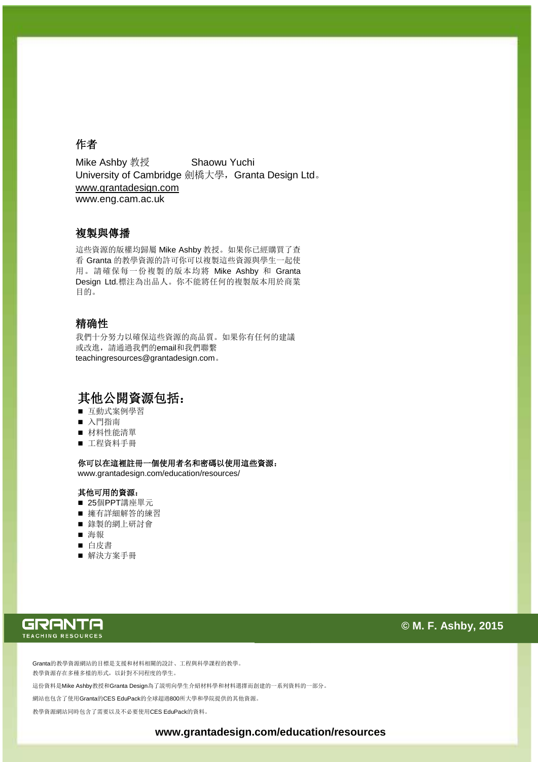## 作者

Mike Ashby 教授　　　Shaowu Yuchi
University of Cambridge 劍橋大學，Granta Design Ltd。
www.grantadesign.com
www.eng.cam.ac.uk

## 複製與傳播

這些資源的版權均歸屬 Mike Ashby 教授。如果你已經購買了查看 Granta 的教學資源的許可你可以複製這些資源與學生一起使用。請確保每一份複製的版本均將 Mike Ashby 和 Granta Design Ltd.標注為出品人。你不能將任何的複製版本用於商業目的。

## 精确性

我們十分努力以確保這些資源的高品質。如果你有任何的建議或改進，請通過我們的email和我們聯繫 teachingresources@grantadesign.com。

## 其他公開資源包括：

- 互動式案例學習
- 入門指南
- 材料性能清單
- 工程資料手冊

**你可以在這裡註冊一個使用者名和密碼以使用這些資源：**
www.grantadesign.com/education/resources/

**其他可用的資源：**

- 25個PPT講座單元
- 擁有詳細解答的練習
- 錄製的網上研討會
- 海報
- 白皮書
- 解決方案手冊

GRANTA TEACHING RESOURCES

**© M. F. Ashby, 2015**

Granta的教學資源網站的目標是支援和材料相關的設計、工程與科學課程的教學。
教學資源存在多種多樣的形式，以針對不同程度的學生。

這份資料是Mike Ashby教授和Granta Design為了說明向學生介紹材料學和材料選擇而創建的一系列資料的一部分。

網站也包含了使用Granta的CES EduPack的全球超過800所大學和學院提供的其他資源。

教學資源網站同時包含了需要以及不必要使用CES EduPack的資料。

**www.grantadesign.com/education/resources**